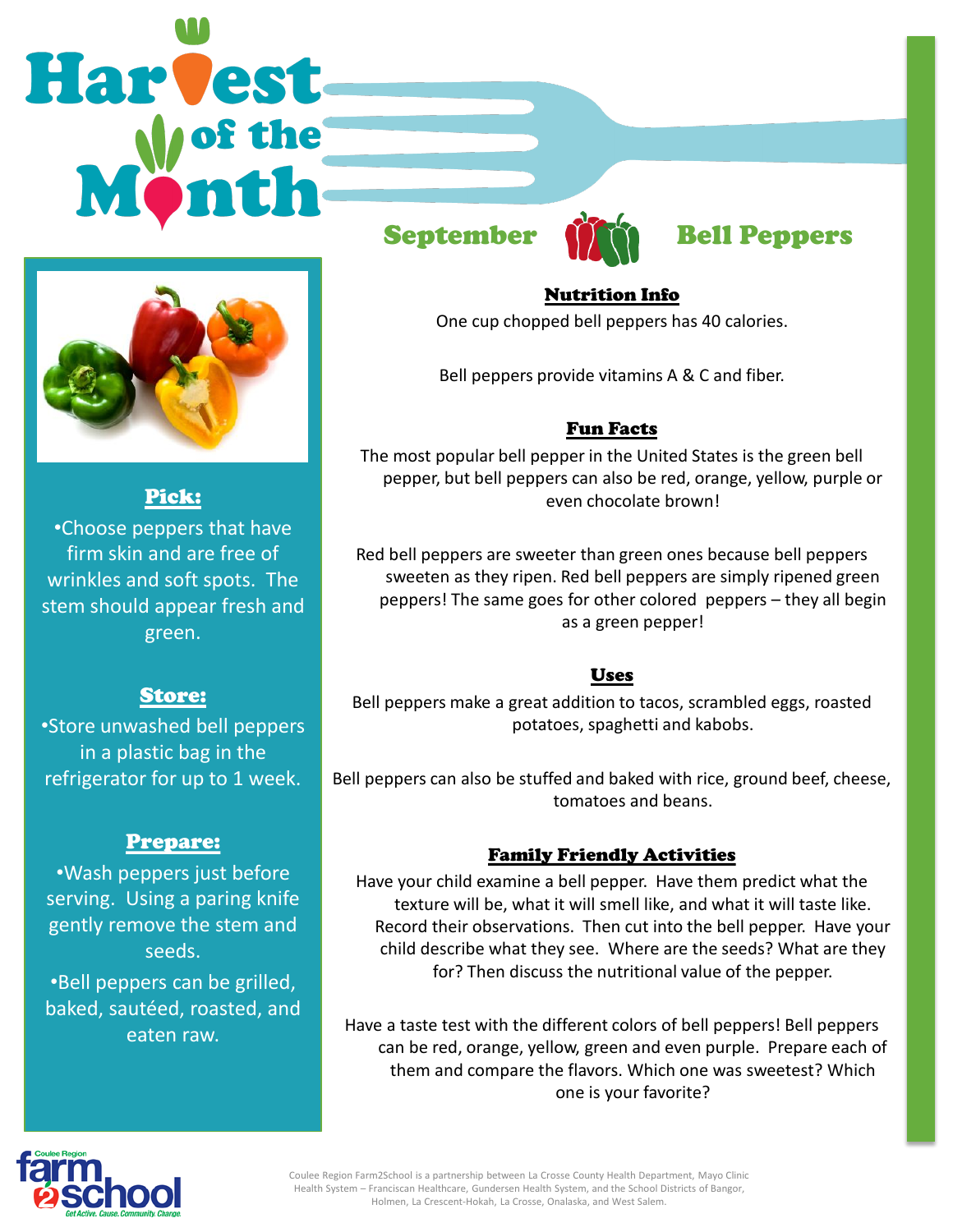# Harvest of the Month

## September — Bell Peppers

### Pick:

- Choose peppers that have firm skin and are free of wrinkles and soft spots. The stem should appear fresh and green.

### Store:

- Store unwashed bell peppers in a plastic bag in the refrigerator for up to 1 week.

### Prepare:

- Wash peppers just before serving. Using a paring knife gently remove the stem and seeds.
- Bell peppers can be grilled, baked, sautéed, roasted, and eaten raw.

### Nutrition Info

One cup chopped bell peppers has 40 calories.

Bell peppers provide vitamins A & C and fiber.

### Fun Facts

The most popular bell pepper in the United States is the green bell pepper, but bell peppers can also be red, orange, yellow, purple or even chocolate brown!

Red bell peppers are sweeter than green ones because bell peppers sweeten as they ripen. Red bell peppers are simply ripened green peppers! The same goes for other colored peppers – they all begin as a green pepper!

### Uses

Bell peppers make a great addition to tacos, scrambled eggs, roasted potatoes, spaghetti and kabobs.

Bell peppers can also be stuffed and baked with rice, ground beef, cheese, tomatoes and beans.

### Family Friendly Activities

Have your child examine a bell pepper. Have them predict what the texture will be, what it will smell like, and what it will taste like. Record their observations. Then cut into the bell pepper. Have your child describe what they see. Where are the seeds? What are they for? Then discuss the nutritional value of the pepper.

Have a taste test with the different colors of bell peppers! Bell peppers can be red, orange, yellow, green and even purple. Prepare each of them and compare the flavors. Which one was sweetest? Which one is your favorite?

Coulee Region farm2school — Get Active. Cause. Community. Change.

Coulee Region Farm2School is a partnership between La Crosse County Health Department, Mayo Clinic Health System – Franciscan Healthcare, Gundersen Health System, and the School Districts of Bangor, Holmen, La Crescent-Hokah, La Crosse, Onalaska, and West Salem.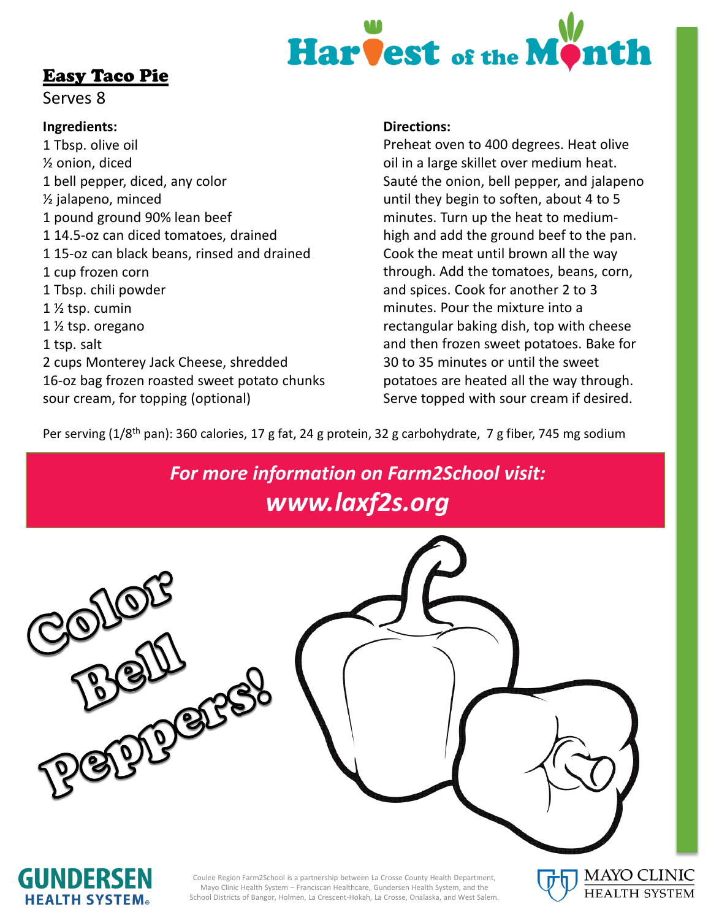# Harvest of the Month

## Easy Taco Pie

Serves 8

**Ingredients:**

1 Tbsp. olive oil
½ onion, diced
1 bell pepper, diced, any color
½ jalapeno, minced
1 pound ground 90% lean beef
1 14.5-oz can diced tomatoes, drained
1 15-oz can black beans, rinsed and drained
1 cup frozen corn
1 Tbsp. chili powder
1 ½ tsp. cumin
1 ½ tsp. oregano
1 tsp. salt
2 cups Monterey Jack Cheese, shredded
16-oz bag frozen roasted sweet potato chunks
sour cream, for topping (optional)

**Directions:**

Preheat oven to 400 degrees. Heat olive oil in a large skillet over medium heat. Sauté the onion, bell pepper, and jalapeno until they begin to soften, about 4 to 5 minutes. Turn up the heat to medium-high and add the ground beef to the pan. Cook the meat until brown all the way through. Add the tomatoes, beans, corn, and spices. Cook for another 2 to 3 minutes. Pour the mixture into a rectangular baking dish, top with cheese and then frozen sweet potatoes. Bake for 30 to 35 minutes or until the sweet potatoes are heated all the way through. Serve topped with sour cream if desired.

Per serving (1/8th pan): 360 calories, 17 g fat, 24 g protein, 32 g carbohydrate, 7 g fiber, 745 mg sodium

***For more information on Farm2School visit:***
***www.laxf2s.org***

Color Bell Peppers!

GUNDERSEN HEALTH SYSTEM®

Coulee Region Farm2School is a partnership between La Crosse County Health Department, Mayo Clinic Health System – Franciscan Healthcare, Gundersen Health System, and the School Districts of Bangor, Holmen, La Crescent-Hokah, La Crosse, Onalaska, and West Salem.

MAYO CLINIC HEALTH SYSTEM